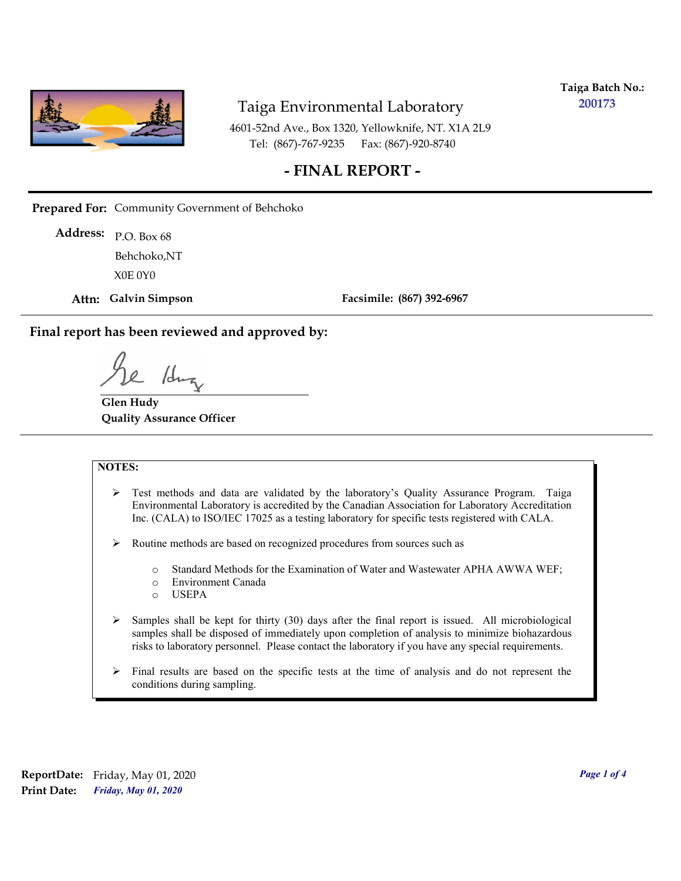**Taiga Batch No.:** 200173

# Taiga Environmental Laboratory

4601-52nd Ave., Box 1320, Yellowknife, NT. X1A 2L9
Tel: (867)-767-9235 Fax: (867)-920-8740

## - FINAL REPORT -

**Prepared For:** Community Government of Behchoko

**Address:** P.O. Box 68
Behchoko,NT
X0E 0Y0

**Attn: Galvin Simpson** **Facsimile: (867) 392-6967**

---

**Final report has been reviewed and approved by:**

**Glen Hudy**
**Quality Assurance Officer**

---

**NOTES:**

- Test methods and data are validated by the laboratory's Quality Assurance Program. Taiga Environmental Laboratory is accredited by the Canadian Association for Laboratory Accreditation Inc. (CALA) to ISO/IEC 17025 as a testing laboratory for specific tests registered with CALA.
- Routine methods are based on recognized procedures from sources such as
  - Standard Methods for the Examination of Water and Wastewater APHA AWWA WEF;
  - Environment Canada
  - USEPA
- Samples shall be kept for thirty (30) days after the final report is issued. All microbiological samples shall be disposed of immediately upon completion of analysis to minimize biohazardous risks to laboratory personnel. Please contact the laboratory if you have any special requirements.
- Final results are based on the specific tests at the time of analysis and do not represent the conditions during sampling.

**ReportDate:** Friday, May 01, 2020
**Print Date:** *Friday, May 01, 2020*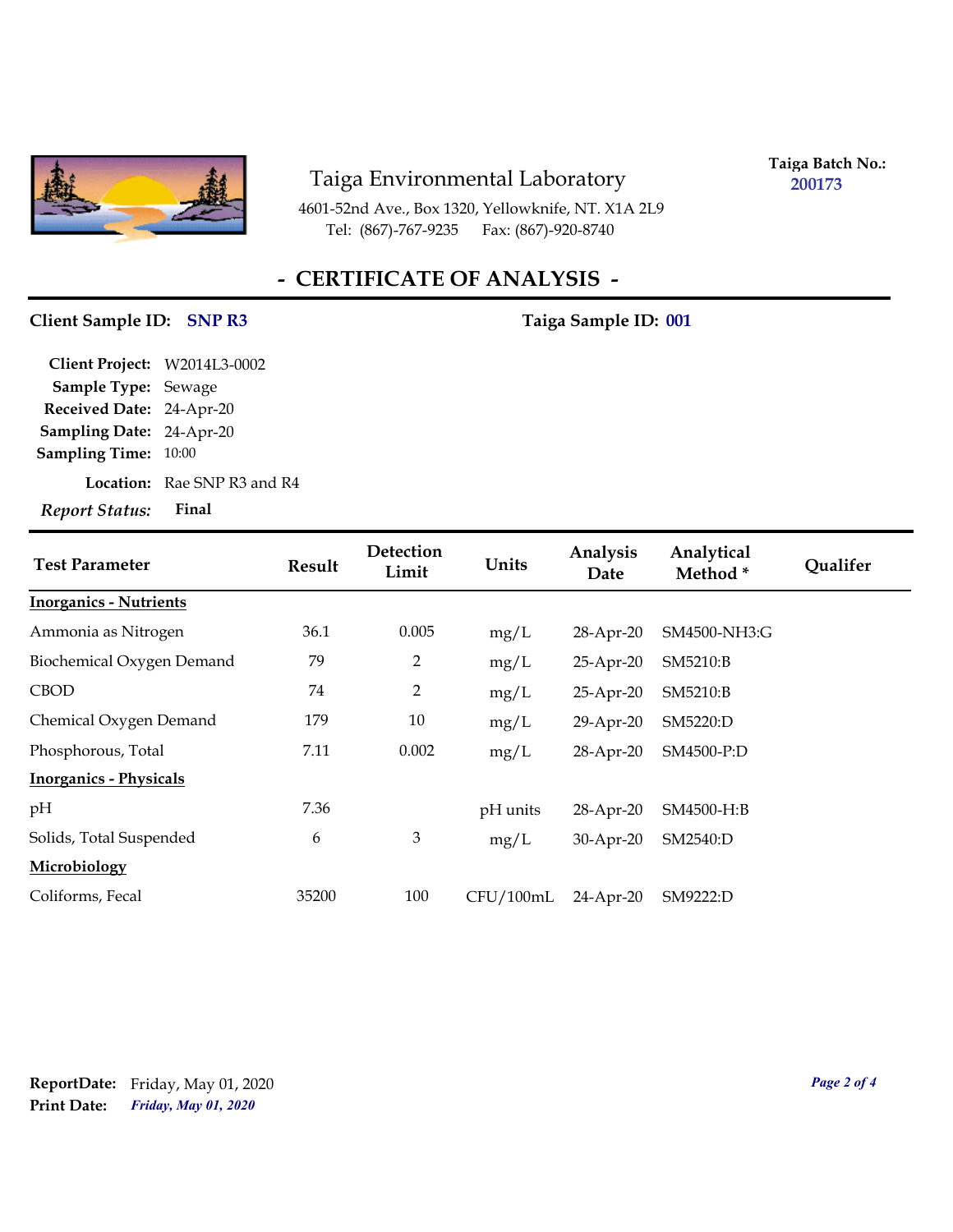# Taiga Environmental Laboratory

4601-52nd Ave., Box 1320, Yellowknife, NT. X1A 2L9
Tel: (867)-767-9235 Fax: (867)-920-8740

**Taiga Batch No.:** 200173

## - CERTIFICATE OF ANALYSIS -

**Client Sample ID:** SNP R3 **Taiga Sample ID:** 001

**Client Project:** W2014L3-0002
**Sample Type:** Sewage
**Received Date:** 24-Apr-20
**Sampling Date:** 24-Apr-20
**Sampling Time:** 10:00
**Location:** Rae SNP R3 and R4
***Report Status:*** **Final**

| Test Parameter | Result | Detection Limit | Units | Analysis Date | Analytical Method * | Qualifer |
|---|---|---|---|---|---|---|
| **Inorganics - Nutrients** | | | | | | |
| Ammonia as Nitrogen | 36.1 | 0.005 | mg/L | 28-Apr-20 | SM4500-NH3:G | |
| Biochemical Oxygen Demand | 79 | 2 | mg/L | 25-Apr-20 | SM5210:B | |
| CBOD | 74 | 2 | mg/L | 25-Apr-20 | SM5210:B | |
| Chemical Oxygen Demand | 179 | 10 | mg/L | 29-Apr-20 | SM5220:D | |
| Phosphorous, Total | 7.11 | 0.002 | mg/L | 28-Apr-20 | SM4500-P:D | |
| **Inorganics - Physicals** | | | | | | |
| pH | 7.36 | | pH units | 28-Apr-20 | SM4500-H:B | |
| Solids, Total Suspended | 6 | 3 | mg/L | 30-Apr-20 | SM2540:D | |
| **Microbiology** | | | | | | |
| Coliforms, Fecal | 35200 | 100 | CFU/100mL | 24-Apr-20 | SM9222:D | |

**ReportDate:** Friday, May 01, 2020
**Print Date:** *Friday, May 01, 2020*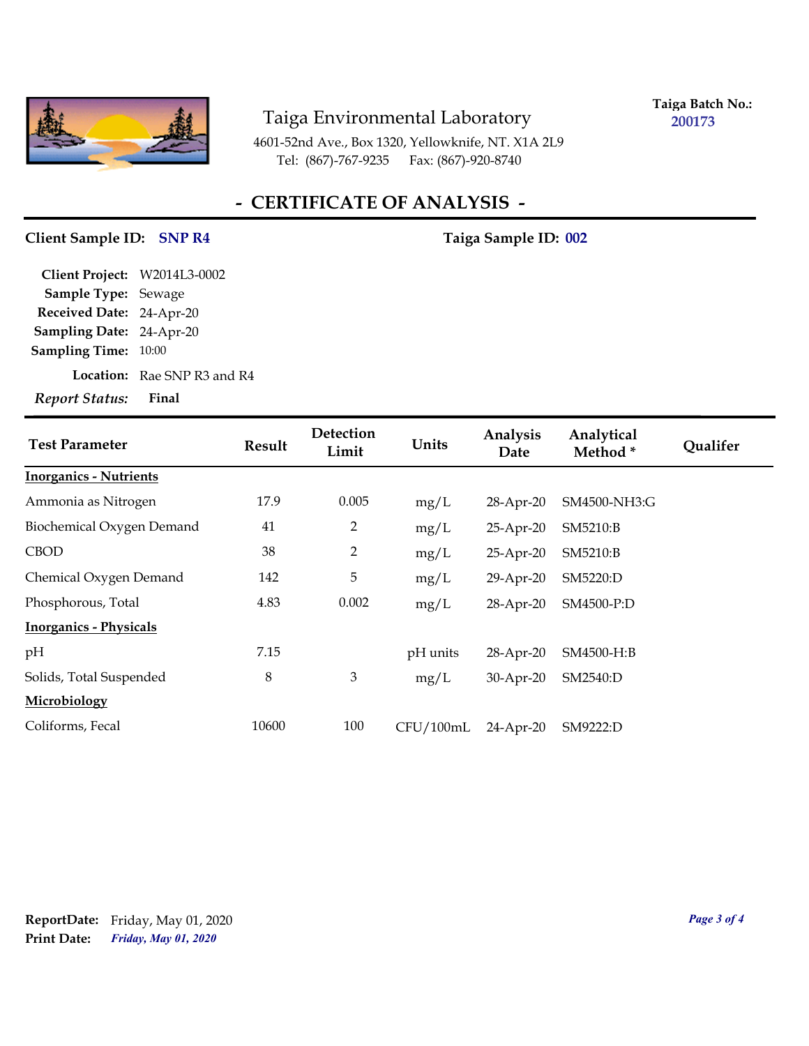# Taiga Environmental Laboratory

4601-52nd Ave., Box 1320, Yellowknife, NT. X1A 2L9
Tel: (867)-767-9235 Fax: (867)-920-8740

**Taiga Batch No.:** 200173

## - CERTIFICATE OF ANALYSIS -

**Client Sample ID:** SNP R4 **Taiga Sample ID:** 002

**Client Project:** W2014L3-0002
**Sample Type:** Sewage
**Received Date:** 24-Apr-20
**Sampling Date:** 24-Apr-20
**Sampling Time:** 10:00
**Location:** Rae SNP R3 and R4
***Report Status:*** **Final**

| Test Parameter | Result | Detection Limit | Units | Analysis Date | Analytical Method * | Qualifer |
|---|---|---|---|---|---|---|
| **Inorganics - Nutrients** | | | | | | |
| Ammonia as Nitrogen | 17.9 | 0.005 | mg/L | 28-Apr-20 | SM4500-NH3:G | |
| Biochemical Oxygen Demand | 41 | 2 | mg/L | 25-Apr-20 | SM5210:B | |
| CBOD | 38 | 2 | mg/L | 25-Apr-20 | SM5210:B | |
| Chemical Oxygen Demand | 142 | 5 | mg/L | 29-Apr-20 | SM5220:D | |
| Phosphorous, Total | 4.83 | 0.002 | mg/L | 28-Apr-20 | SM4500-P:D | |
| **Inorganics - Physicals** | | | | | | |
| pH | 7.15 | | pH units | 28-Apr-20 | SM4500-H:B | |
| Solids, Total Suspended | 8 | 3 | mg/L | 30-Apr-20 | SM2540:D | |
| **Microbiology** | | | | | | |
| Coliforms, Fecal | 10600 | 100 | CFU/100mL | 24-Apr-20 | SM9222:D | |

**ReportDate:** Friday, May 01, 2020
**Print Date:** *Friday, May 01, 2020*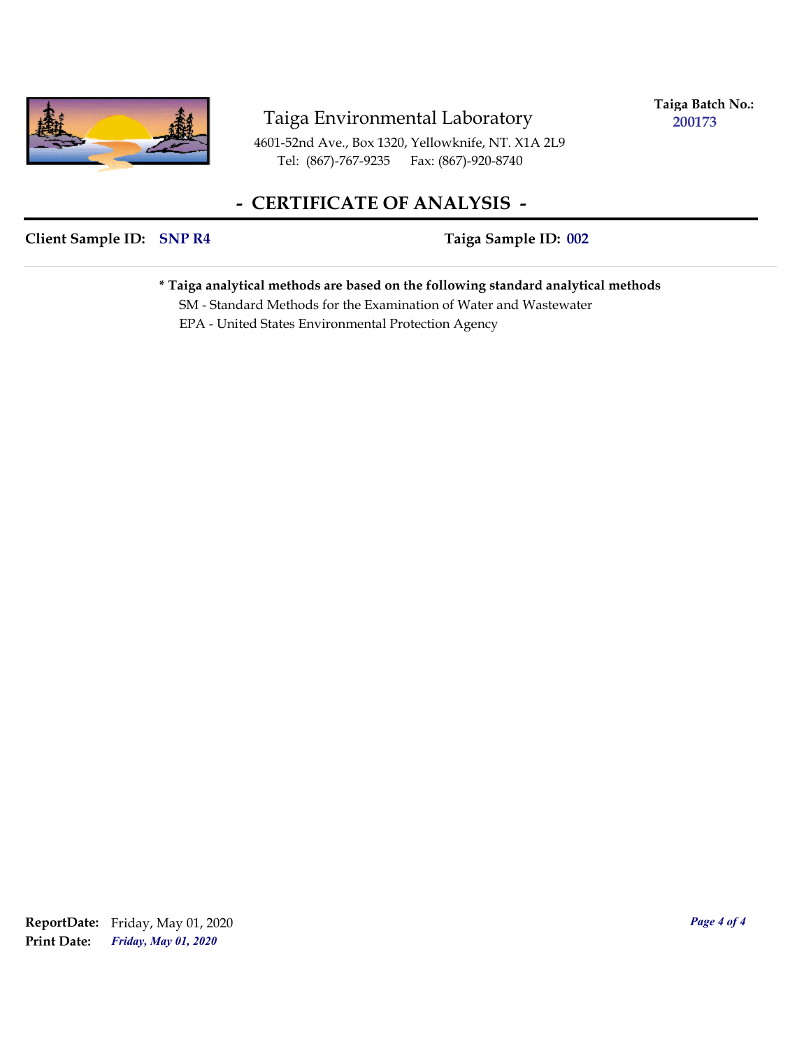Taiga Environmental Laboratory

4601-52nd Ave., Box 1320, Yellowknife, NT. X1A 2L9
Tel: (867)-767-9235 Fax: (867)-920-8740

**Taiga Batch No.:** 200173

## - CERTIFICATE OF ANALYSIS -

**Client Sample ID:** **SNP R4** **Taiga Sample ID:** **002**

**\* Taiga analytical methods are based on the following standard analytical methods**

SM - Standard Methods for the Examination of Water and Wastewater
EPA - United States Environmental Protection Agency

**ReportDate:** Friday, May 01, 2020
**Print Date:** ***Friday, May 01, 2020***